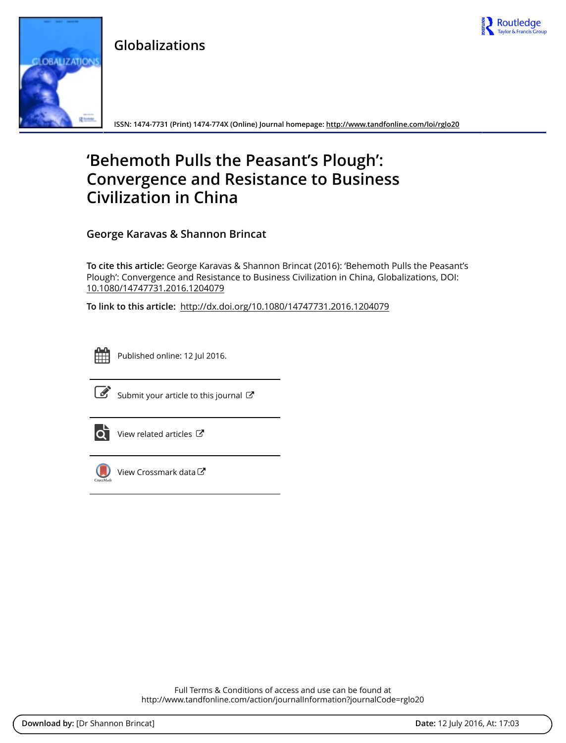# Globalizations

ISSN: 1474-7731 (Print) 1474-774X (Online) Journal homepage: http://www.tandfonline.com/loi/rglo20

# 'Behemoth Pulls the Peasant's Plough': Convergence and Resistance to Business Civilization in China

**George Karavas & Shannon Brincat**

**To cite this article:** George Karavas & Shannon Brincat (2016): 'Behemoth Pulls the Peasant's Plough': Convergence and Resistance to Business Civilization in China, Globalizations, DOI: 10.1080/14747731.2016.1204079

**To link to this article:** http://dx.doi.org/10.1080/14747731.2016.1204079

Published online: 12 Jul 2016.

Submit your article to this journal

View related articles

View Crossmark data

Full Terms & Conditions of access and use can be found at
http://www.tandfonline.com/action/journalInformation?journalCode=rglo20

**Download by:** [Dr Shannon Brincat] **Date:** 12 July 2016, At: 17:03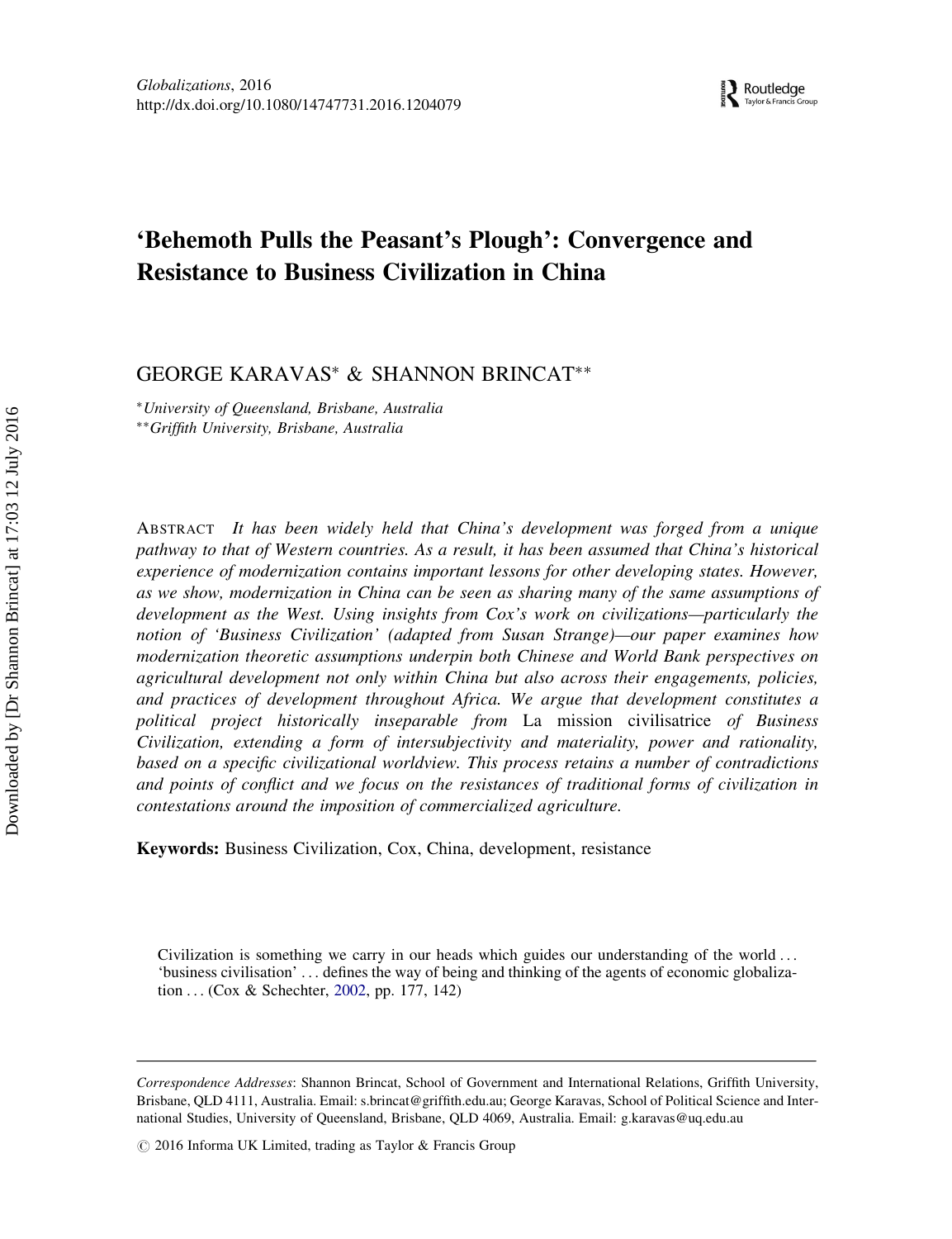# 'Behemoth Pulls the Peasant's Plough': Convergence and Resistance to Business Civilization in China

GEORGE KARAVAS* & SHANNON BRINCAT**

*University of Queensland, Brisbane, Australia
**Griffith University, Brisbane, Australia

ABSTRACT *It has been widely held that China's development was forged from a unique pathway to that of Western countries. As a result, it has been assumed that China's historical experience of modernization contains important lessons for other developing states. However, as we show, modernization in China can be seen as sharing many of the same assumptions of development as the West. Using insights from Cox's work on civilizations—particularly the notion of 'Business Civilization' (adapted from Susan Strange)—our paper examines how modernization theoretic assumptions underpin both Chinese and World Bank perspectives on agricultural development not only within China but also across their engagements, policies, and practices of development throughout Africa. We argue that development constitutes a political project historically inseparable from* La mission civilisatrice *of Business Civilization, extending a form of intersubjectivity and materiality, power and rationality, based on a specific civilizational worldview. This process retains a number of contradictions and points of conflict and we focus on the resistances of traditional forms of civilization in contestations around the imposition of commercialized agriculture.*

**Keywords:** Business Civilization, Cox, China, development, resistance

> Civilization is something we carry in our heads which guides our understanding of the world ... 'business civilisation' ... defines the way of being and thinking of the agents of economic globalization ... (Cox & Schechter, 2002, pp. 177, 142)

---

*Correspondence Addresses*: Shannon Brincat, School of Government and International Relations, Griffith University, Brisbane, QLD 4111, Australia. Email: s.brincat@griffith.edu.au; George Karavas, School of Political Science and International Studies, University of Queensland, Brisbane, QLD 4069, Australia. Email: g.karavas@uq.edu.au

© 2016 Informa UK Limited, trading as Taylor & Francis Group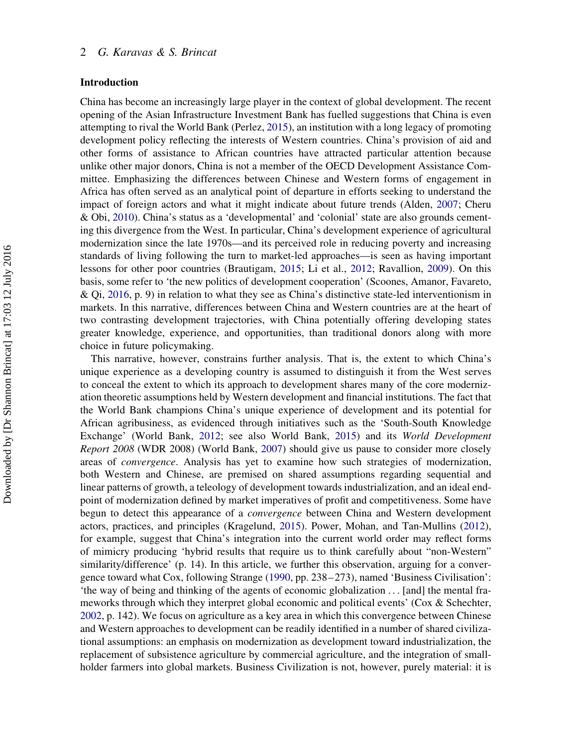## Introduction

China has become an increasingly large player in the context of global development. The recent opening of the Asian Infrastructure Investment Bank has fuelled suggestions that China is even attempting to rival the World Bank (Perlez, 2015), an institution with a long legacy of promoting development policy reflecting the interests of Western countries. China's provision of aid and other forms of assistance to African countries have attracted particular attention because unlike other major donors, China is not a member of the OECD Development Assistance Committee. Emphasizing the differences between Chinese and Western forms of engagement in Africa has often served as an analytical point of departure in efforts seeking to understand the impact of foreign actors and what it might indicate about future trends (Alden, 2007; Cheru & Obi, 2010). China's status as a 'developmental' and 'colonial' state are also grounds cementing this divergence from the West. In particular, China's development experience of agricultural modernization since the late 1970s—and its perceived role in reducing poverty and increasing standards of living following the turn to market-led approaches—is seen as having important lessons for other poor countries (Brautigam, 2015; Li et al., 2012; Ravallion, 2009). On this basis, some refer to 'the new politics of development cooperation' (Scoones, Amanor, Favareto, & Qi, 2016, p. 9) in relation to what they see as China's distinctive state-led interventionism in markets. In this narrative, differences between China and Western countries are at the heart of two contrasting development trajectories, with China potentially offering developing states greater knowledge, experience, and opportunities, than traditional donors along with more choice in future policymaking.

This narrative, however, constrains further analysis. That is, the extent to which China's unique experience as a developing country is assumed to distinguish it from the West serves to conceal the extent to which its approach to development shares many of the core modernization theoretic assumptions held by Western development and financial institutions. The fact that the World Bank champions China's unique experience of development and its potential for African agribusiness, as evidenced through initiatives such as the 'South-South Knowledge Exchange' (World Bank, 2012; see also World Bank, 2015) and its *World Development Report 2008* (WDR 2008) (World Bank, 2007) should give us pause to consider more closely areas of *convergence*. Analysis has yet to examine how such strategies of modernization, both Western and Chinese, are premised on shared assumptions regarding sequential and linear patterns of growth, a teleology of development towards industrialization, and an ideal end-point of modernization defined by market imperatives of profit and competitiveness. Some have begun to detect this appearance of a *convergence* between China and Western development actors, practices, and principles (Kragelund, 2015). Power, Mohan, and Tan-Mullins (2012), for example, suggest that China's integration into the current world order may reflect forms of mimicry producing 'hybrid results that require us to think carefully about "non-Western" similarity/difference' (p. 14). In this article, we further this observation, arguing for a convergence toward what Cox, following Strange (1990, pp. 238–273), named 'Business Civilisation': 'the way of being and thinking of the agents of economic globalization … [and] the mental frameworks through which they interpret global economic and political events' (Cox & Schechter, 2002, p. 142). We focus on agriculture as a key area in which this convergence between Chinese and Western approaches to development can be readily identified in a number of shared civilizational assumptions: an emphasis on modernization as development toward industrialization, the replacement of subsistence agriculture by commercial agriculture, and the integration of smallholder farmers into global markets. Business Civilization is not, however, purely material: it is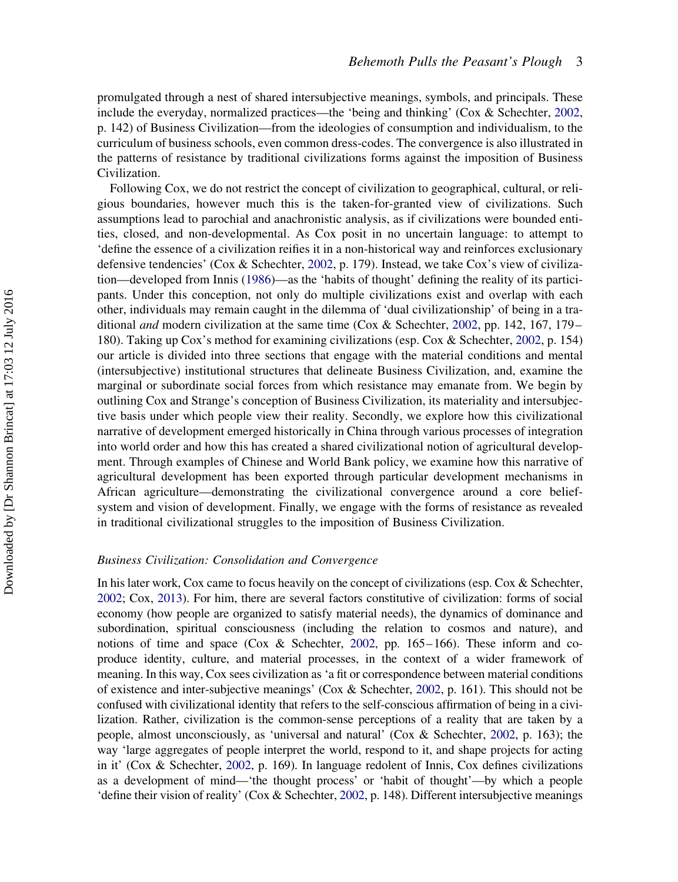promulgated through a nest of shared intersubjective meanings, symbols, and principals. These include the everyday, normalized practices—the 'being and thinking' (Cox & Schechter, 2002, p. 142) of Business Civilization—from the ideologies of consumption and individualism, to the curriculum of business schools, even common dress-codes. The convergence is also illustrated in the patterns of resistance by traditional civilizations forms against the imposition of Business Civilization.

Following Cox, we do not restrict the concept of civilization to geographical, cultural, or religious boundaries, however much this is the taken-for-granted view of civilizations. Such assumptions lead to parochial and anachronistic analysis, as if civilizations were bounded entities, closed, and non-developmental. As Cox posit in no uncertain language: to attempt to 'define the essence of a civilization reifies it in a non-historical way and reinforces exclusionary defensive tendencies' (Cox & Schechter, 2002, p. 179). Instead, we take Cox's view of civilization—developed from Innis (1986)—as the 'habits of thought' defining the reality of its participants. Under this conception, not only do multiple civilizations exist and overlap with each other, individuals may remain caught in the dilemma of 'dual civilizationship' of being in a traditional *and* modern civilization at the same time (Cox & Schechter, 2002, pp. 142, 167, 179–180). Taking up Cox's method for examining civilizations (esp. Cox & Schechter, 2002, p. 154) our article is divided into three sections that engage with the material conditions and mental (intersubjective) institutional structures that delineate Business Civilization, and, examine the marginal or subordinate social forces from which resistance may emanate from. We begin by outlining Cox and Strange's conception of Business Civilization, its materiality and intersubjective basis under which people view their reality. Secondly, we explore how this civilizational narrative of development emerged historically in China through various processes of integration into world order and how this has created a shared civilizational notion of agricultural development. Through examples of Chinese and World Bank policy, we examine how this narrative of agricultural development has been exported through particular development mechanisms in African agriculture—demonstrating the civilizational convergence around a core belief-system and vision of development. Finally, we engage with the forms of resistance as revealed in traditional civilizational struggles to the imposition of Business Civilization.

### *Business Civilization: Consolidation and Convergence*

In his later work, Cox came to focus heavily on the concept of civilizations (esp. Cox & Schechter, 2002; Cox, 2013). For him, there are several factors constitutive of civilization: forms of social economy (how people are organized to satisfy material needs), the dynamics of dominance and subordination, spiritual consciousness (including the relation to cosmos and nature), and notions of time and space (Cox & Schechter, 2002, pp. 165–166). These inform and co-produce identity, culture, and material processes, in the context of a wider framework of meaning. In this way, Cox sees civilization as 'a fit or correspondence between material conditions of existence and inter-subjective meanings' (Cox & Schechter, 2002, p. 161). This should not be confused with civilizational identity that refers to the self-conscious affirmation of being in a civilization. Rather, civilization is the common-sense perceptions of a reality that are taken by a people, almost unconsciously, as 'universal and natural' (Cox & Schechter, 2002, p. 163); the way 'large aggregates of people interpret the world, respond to it, and shape projects for acting in it' (Cox & Schechter, 2002, p. 169). In language redolent of Innis, Cox defines civilizations as a development of mind—'the thought process' or 'habit of thought'—by which a people 'define their vision of reality' (Cox & Schechter, 2002, p. 148). Different intersubjective meanings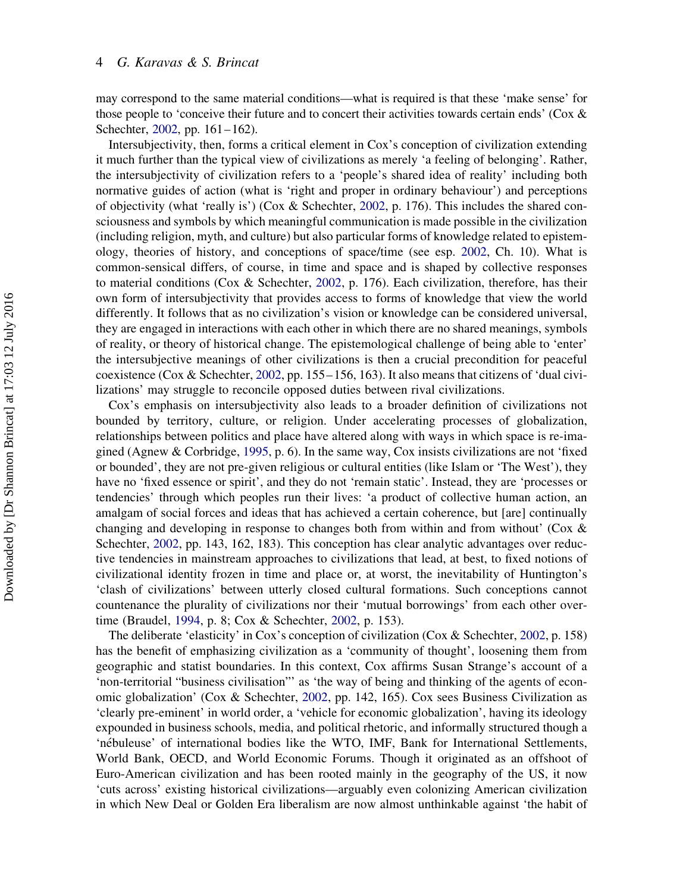may correspond to the same material conditions—what is required is that these 'make sense' for those people to 'conceive their future and to concert their activities towards certain ends' (Cox & Schechter, 2002, pp. 161–162).

Intersubjectivity, then, forms a critical element in Cox's conception of civilization extending it much further than the typical view of civilizations as merely 'a feeling of belonging'. Rather, the intersubjectivity of civilization refers to a 'people's shared idea of reality' including both normative guides of action (what is 'right and proper in ordinary behaviour') and perceptions of objectivity (what 'really is') (Cox & Schechter, 2002, p. 176). This includes the shared consciousness and symbols by which meaningful communication is made possible in the civilization (including religion, myth, and culture) but also particular forms of knowledge related to epistemology, theories of history, and conceptions of space/time (see esp. 2002, Ch. 10). What is common-sensical differs, of course, in time and space and is shaped by collective responses to material conditions (Cox & Schechter, 2002, p. 176). Each civilization, therefore, has their own form of intersubjectivity that provides access to forms of knowledge that view the world differently. It follows that as no civilization's vision or knowledge can be considered universal, they are engaged in interactions with each other in which there are no shared meanings, symbols of reality, or theory of historical change. The epistemological challenge of being able to 'enter' the intersubjective meanings of other civilizations is then a crucial precondition for peaceful coexistence (Cox & Schechter, 2002, pp. 155–156, 163). It also means that citizens of 'dual civilizations' may struggle to reconcile opposed duties between rival civilizations.

Cox's emphasis on intersubjectivity also leads to a broader definition of civilizations not bounded by territory, culture, or religion. Under accelerating processes of globalization, relationships between politics and place have altered along with ways in which space is re-imagined (Agnew & Corbridge, 1995, p. 6). In the same way, Cox insists civilizations are not 'fixed or bounded', they are not pre-given religious or cultural entities (like Islam or 'The West'), they have no 'fixed essence or spirit', and they do not 'remain static'. Instead, they are 'processes or tendencies' through which peoples run their lives: 'a product of collective human action, an amalgam of social forces and ideas that has achieved a certain coherence, but [are] continually changing and developing in response to changes both from within and from without' (Cox & Schechter, 2002, pp. 143, 162, 183). This conception has clear analytic advantages over reductive tendencies in mainstream approaches to civilizations that lead, at best, to fixed notions of civilizational identity frozen in time and place or, at worst, the inevitability of Huntington's 'clash of civilizations' between utterly closed cultural formations. Such conceptions cannot countenance the plurality of civilizations nor their 'mutual borrowings' from each other overtime (Braudel, 1994, p. 8; Cox & Schechter, 2002, p. 153).

The deliberate 'elasticity' in Cox's conception of civilization (Cox & Schechter, 2002, p. 158) has the benefit of emphasizing civilization as a 'community of thought', loosening them from geographic and statist boundaries. In this context, Cox affirms Susan Strange's account of a 'non-territorial "business civilisation"' as 'the way of being and thinking of the agents of economic globalization' (Cox & Schechter, 2002, pp. 142, 165). Cox sees Business Civilization as 'clearly pre-eminent' in world order, a 'vehicle for economic globalization', having its ideology expounded in business schools, media, and political rhetoric, and informally structured though a 'nébuleuse' of international bodies like the WTO, IMF, Bank for International Settlements, World Bank, OECD, and World Economic Forums. Though it originated as an offshoot of Euro-American civilization and has been rooted mainly in the geography of the US, it now 'cuts across' existing historical civilizations—arguably even colonizing American civilization in which New Deal or Golden Era liberalism are now almost unthinkable against 'the habit of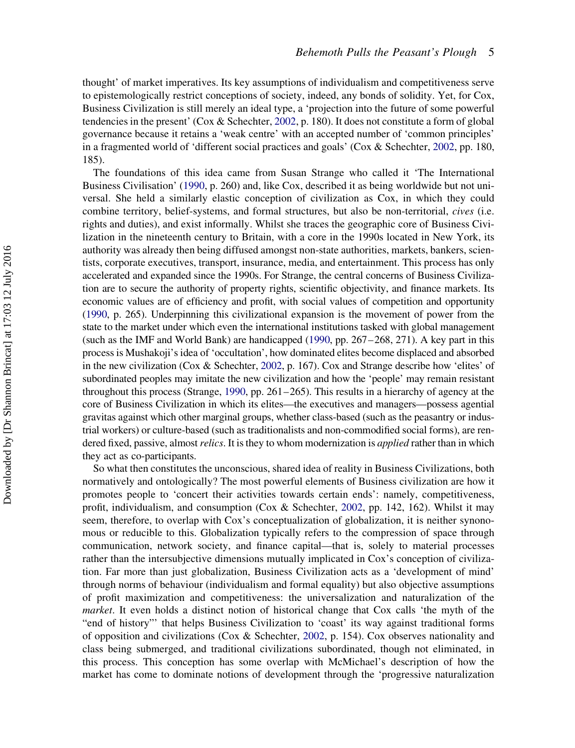thought' of market imperatives. Its key assumptions of individualism and competitiveness serve to epistemologically restrict conceptions of society, indeed, any bonds of solidity. Yet, for Cox, Business Civilization is still merely an ideal type, a 'projection into the future of some powerful tendencies in the present' (Cox & Schechter, 2002, p. 180). It does not constitute a form of global governance because it retains a 'weak centre' with an accepted number of 'common principles' in a fragmented world of 'different social practices and goals' (Cox & Schechter, 2002, pp. 180, 185).

The foundations of this idea came from Susan Strange who called it 'The International Business Civilisation' (1990, p. 260) and, like Cox, described it as being worldwide but not universal. She held a similarly elastic conception of civilization as Cox, in which they could combine territory, belief-systems, and formal structures, but also be non-territorial, *cives* (i.e. rights and duties), and exist informally. Whilst she traces the geographic core of Business Civilization in the nineteenth century to Britain, with a core in the 1990s located in New York, its authority was already then being diffused amongst non-state authorities, markets, bankers, scientists, corporate executives, transport, insurance, media, and entertainment. This process has only accelerated and expanded since the 1990s. For Strange, the central concerns of Business Civilization are to secure the authority of property rights, scientific objectivity, and finance markets. Its economic values are of efficiency and profit, with social values of competition and opportunity (1990, p. 265). Underpinning this civilizational expansion is the movement of power from the state to the market under which even the international institutions tasked with global management (such as the IMF and World Bank) are handicapped (1990, pp. 267–268, 271). A key part in this process is Mushakoji's idea of 'occultation', how dominated elites become displaced and absorbed in the new civilization (Cox & Schechter, 2002, p. 167). Cox and Strange describe how 'elites' of subordinated peoples may imitate the new civilization and how the 'people' may remain resistant throughout this process (Strange, 1990, pp. 261–265). This results in a hierarchy of agency at the core of Business Civilization in which its elites—the executives and managers—possess agential gravitas against which other marginal groups, whether class-based (such as the peasantry or industrial workers) or culture-based (such as traditionalists and non-commodified social forms), are rendered fixed, passive, almost *relics*. It is they to whom modernization is *applied* rather than in which they act as co-participants.

So what then constitutes the unconscious, shared idea of reality in Business Civilizations, both normatively and ontologically? The most powerful elements of Business civilization are how it promotes people to 'concert their activities towards certain ends': namely, competitiveness, profit, individualism, and consumption (Cox & Schechter, 2002, pp. 142, 162). Whilst it may seem, therefore, to overlap with Cox's conceptualization of globalization, it is neither synonymous or reducible to this. Globalization typically refers to the compression of space through communication, network society, and finance capital—that is, solely to material processes rather than the intersubjective dimensions mutually implicated in Cox's conception of civilization. Far more than just globalization, Business Civilization acts as a 'development of mind' through norms of behaviour (individualism and formal equality) but also objective assumptions of profit maximization and competitiveness: the universalization and naturalization of the *market*. It even holds a distinct notion of historical change that Cox calls 'the myth of the "end of history"' that helps Business Civilization to 'coast' its way against traditional forms of opposition and civilizations (Cox & Schechter, 2002, p. 154). Cox observes nationality and class being submerged, and traditional civilizations subordinated, though not eliminated, in this process. This conception has some overlap with McMichael's description of how the market has come to dominate notions of development through the 'progressive naturalization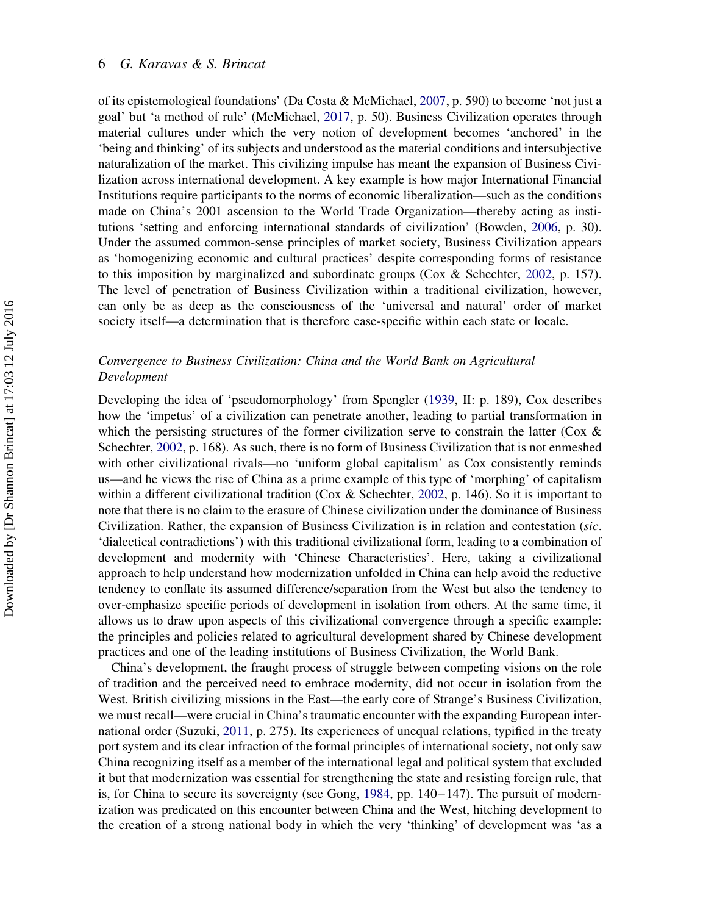of its epistemological foundations' (Da Costa & McMichael, 2007, p. 590) to become 'not just a goal' but 'a method of rule' (McMichael, 2017, p. 50). Business Civilization operates through material cultures under which the very notion of development becomes 'anchored' in the 'being and thinking' of its subjects and understood as the material conditions and intersubjective naturalization of the market. This civilizing impulse has meant the expansion of Business Civilization across international development. A key example is how major International Financial Institutions require participants to the norms of economic liberalization—such as the conditions made on China's 2001 ascension to the World Trade Organization—thereby acting as institutions 'setting and enforcing international standards of civilization' (Bowden, 2006, p. 30). Under the assumed common-sense principles of market society, Business Civilization appears as 'homogenizing economic and cultural practices' despite corresponding forms of resistance to this imposition by marginalized and subordinate groups (Cox & Schechter, 2002, p. 157). The level of penetration of Business Civilization within a traditional civilization, however, can only be as deep as the consciousness of the 'universal and natural' order of market society itself—a determination that is therefore case-specific within each state or locale.

### *Convergence to Business Civilization: China and the World Bank on Agricultural Development*

Developing the idea of 'pseudomorphology' from Spengler (1939, II: p. 189), Cox describes how the 'impetus' of a civilization can penetrate another, leading to partial transformation in which the persisting structures of the former civilization serve to constrain the latter (Cox & Schechter, 2002, p. 168). As such, there is no form of Business Civilization that is not enmeshed with other civilizational rivals—no 'uniform global capitalism' as Cox consistently reminds us—and he views the rise of China as a prime example of this type of 'morphing' of capitalism within a different civilizational tradition (Cox & Schechter, 2002, p. 146). So it is important to note that there is no claim to the erasure of Chinese civilization under the dominance of Business Civilization. Rather, the expansion of Business Civilization is in relation and contestation (*sic*. 'dialectical contradictions') with this traditional civilizational form, leading to a combination of development and modernity with 'Chinese Characteristics'. Here, taking a civilizational approach to help understand how modernization unfolded in China can help avoid the reductive tendency to conflate its assumed difference/separation from the West but also the tendency to over-emphasize specific periods of development in isolation from others. At the same time, it allows us to draw upon aspects of this civilizational convergence through a specific example: the principles and policies related to agricultural development shared by Chinese development practices and one of the leading institutions of Business Civilization, the World Bank.

China's development, the fraught process of struggle between competing visions on the role of tradition and the perceived need to embrace modernity, did not occur in isolation from the West. British civilizing missions in the East—the early core of Strange's Business Civilization, we must recall—were crucial in China's traumatic encounter with the expanding European international order (Suzuki, 2011, p. 275). Its experiences of unequal relations, typified in the treaty port system and its clear infraction of the formal principles of international society, not only saw China recognizing itself as a member of the international legal and political system that excluded it but that modernization was essential for strengthening the state and resisting foreign rule, that is, for China to secure its sovereignty (see Gong, 1984, pp. 140–147). The pursuit of modernization was predicated on this encounter between China and the West, hitching development to the creation of a strong national body in which the very 'thinking' of development was 'as a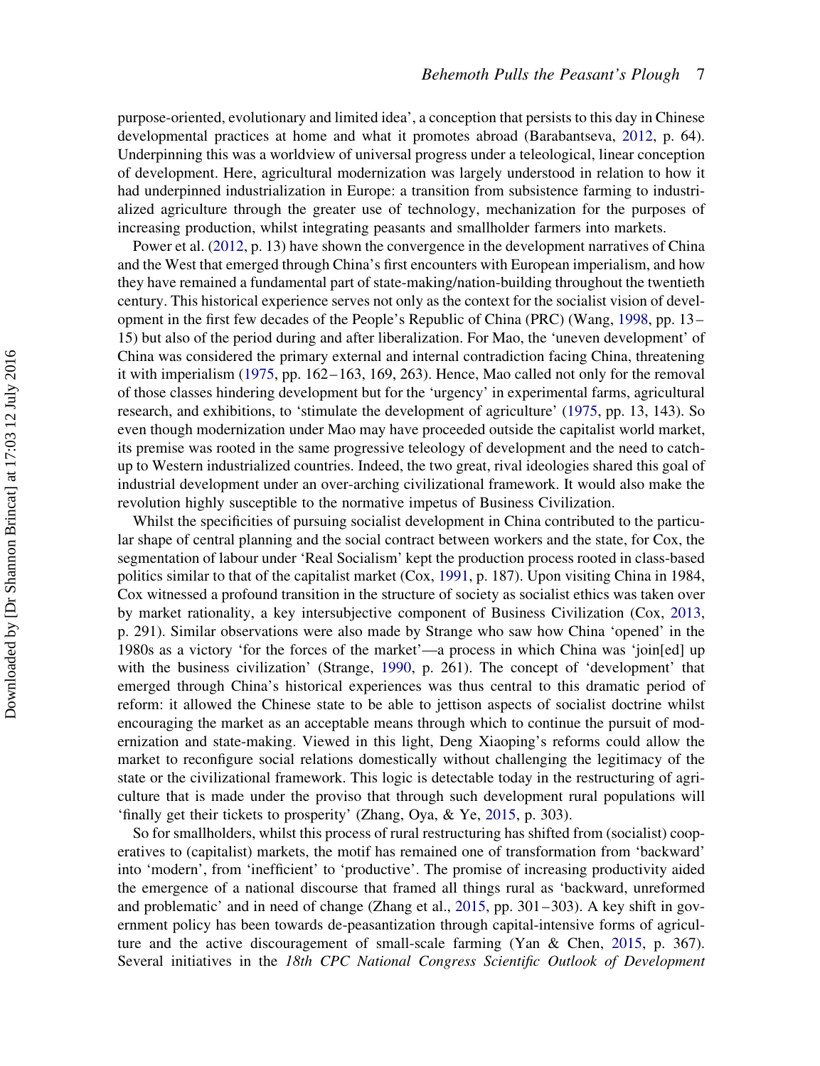purpose-oriented, evolutionary and limited idea', a conception that persists to this day in Chinese developmental practices at home and what it promotes abroad (Barabantseva, 2012, p. 64). Underpinning this was a worldview of universal progress under a teleological, linear conception of development. Here, agricultural modernization was largely understood in relation to how it had underpinned industrialization in Europe: a transition from subsistence farming to industrialized agriculture through the greater use of technology, mechanization for the purposes of increasing production, whilst integrating peasants and smallholder farmers into markets.

Power et al. (2012, p. 13) have shown the convergence in the development narratives of China and the West that emerged through China's first encounters with European imperialism, and how they have remained a fundamental part of state-making/nation-building throughout the twentieth century. This historical experience serves not only as the context for the socialist vision of development in the first few decades of the People's Republic of China (PRC) (Wang, 1998, pp. 13–15) but also of the period during and after liberalization. For Mao, the 'uneven development' of China was considered the primary external and internal contradiction facing China, threatening it with imperialism (1975, pp. 162–163, 169, 263). Hence, Mao called not only for the removal of those classes hindering development but for the 'urgency' in experimental farms, agricultural research, and exhibitions, to 'stimulate the development of agriculture' (1975, pp. 13, 143). So even though modernization under Mao may have proceeded outside the capitalist world market, its premise was rooted in the same progressive teleology of development and the need to catch-up to Western industrialized countries. Indeed, the two great, rival ideologies shared this goal of industrial development under an over-arching civilizational framework. It would also make the revolution highly susceptible to the normative impetus of Business Civilization.

Whilst the specificities of pursuing socialist development in China contributed to the particular shape of central planning and the social contract between workers and the state, for Cox, the segmentation of labour under 'Real Socialism' kept the production process rooted in class-based politics similar to that of the capitalist market (Cox, 1991, p. 187). Upon visiting China in 1984, Cox witnessed a profound transition in the structure of society as socialist ethics was taken over by market rationality, a key intersubjective component of Business Civilization (Cox, 2013, p. 291). Similar observations were also made by Strange who saw how China 'opened' in the 1980s as a victory 'for the forces of the market'—a process in which China was 'join[ed] up with the business civilization' (Strange, 1990, p. 261). The concept of 'development' that emerged through China's historical experiences was thus central to this dramatic period of reform: it allowed the Chinese state to be able to jettison aspects of socialist doctrine whilst encouraging the market as an acceptable means through which to continue the pursuit of modernization and state-making. Viewed in this light, Deng Xiaoping's reforms could allow the market to reconfigure social relations domestically without challenging the legitimacy of the state or the civilizational framework. This logic is detectable today in the restructuring of agriculture that is made under the proviso that through such development rural populations will 'finally get their tickets to prosperity' (Zhang, Oya, & Ye, 2015, p. 303).

So for smallholders, whilst this process of rural restructuring has shifted from (socialist) cooperatives to (capitalist) markets, the motif has remained one of transformation from 'backward' into 'modern', from 'inefficient' to 'productive'. The promise of increasing productivity aided the emergence of a national discourse that framed all things rural as 'backward, unreformed and problematic' and in need of change (Zhang et al., 2015, pp. 301–303). A key shift in government policy has been towards de-peasantization through capital-intensive forms of agriculture and the active discouragement of small-scale farming (Yan & Chen, 2015, p. 367). Several initiatives in the *18th CPC National Congress Scientific Outlook of Development*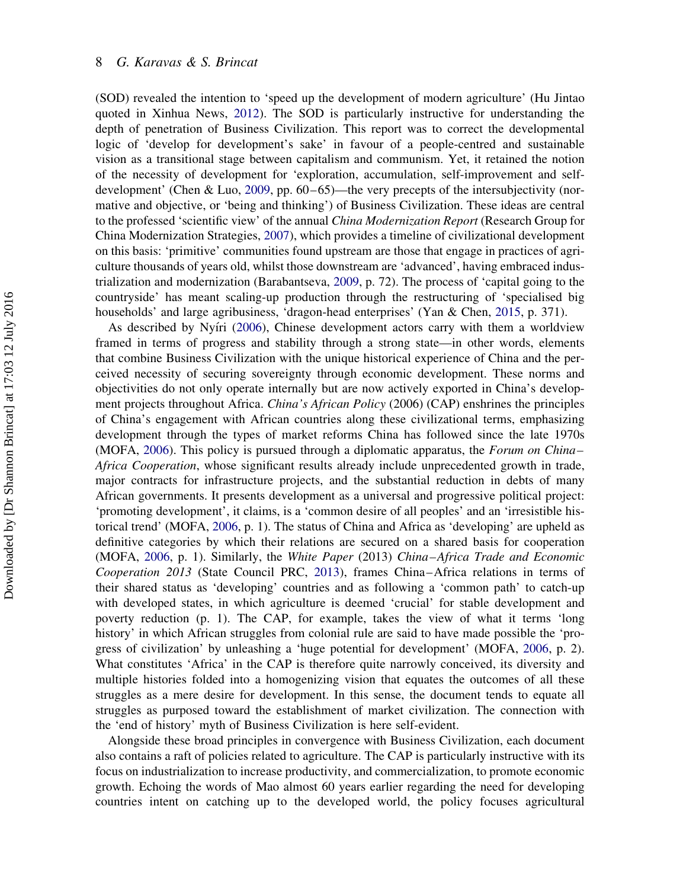(SOD) revealed the intention to 'speed up the development of modern agriculture' (Hu Jintao quoted in Xinhua News, 2012). The SOD is particularly instructive for understanding the depth of penetration of Business Civilization. This report was to correct the developmental logic of 'develop for development's sake' in favour of a people-centred and sustainable vision as a transitional stage between capitalism and communism. Yet, it retained the notion of the necessity of development for 'exploration, accumulation, self-improvement and self-development' (Chen & Luo, 2009, pp. 60–65)—the very precepts of the intersubjectivity (normative and objective, or 'being and thinking') of Business Civilization. These ideas are central to the professed 'scientific view' of the annual *China Modernization Report* (Research Group for China Modernization Strategies, 2007), which provides a timeline of civilizational development on this basis: 'primitive' communities found upstream are those that engage in practices of agriculture thousands of years old, whilst those downstream are 'advanced', having embraced industrialization and modernization (Barabantseva, 2009, p. 72). The process of 'capital going to the countryside' has meant scaling-up production through the restructuring of 'specialised big households' and large agribusiness, 'dragon-head enterprises' (Yan & Chen, 2015, p. 371).

As described by Nyíri (2006), Chinese development actors carry with them a worldview framed in terms of progress and stability through a strong state—in other words, elements that combine Business Civilization with the unique historical experience of China and the perceived necessity of securing sovereignty through economic development. These norms and objectivities do not only operate internally but are now actively exported in China's development projects throughout Africa. *China's African Policy* (2006) (CAP) enshrines the principles of China's engagement with African countries along these civilizational terms, emphasizing development through the types of market reforms China has followed since the late 1970s (MOFA, 2006). This policy is pursued through a diplomatic apparatus, the *Forum on China–Africa Cooperation*, whose significant results already include unprecedented growth in trade, major contracts for infrastructure projects, and the substantial reduction in debts of many African governments. It presents development as a universal and progressive political project: 'promoting development', it claims, is a 'common desire of all peoples' and an 'irresistible historical trend' (MOFA, 2006, p. 1). The status of China and Africa as 'developing' are upheld as definitive categories by which their relations are secured on a shared basis for cooperation (MOFA, 2006, p. 1). Similarly, the *White Paper* (2013) *China–Africa Trade and Economic Cooperation 2013* (State Council PRC, 2013), frames China–Africa relations in terms of their shared status as 'developing' countries and as following a 'common path' to catch-up with developed states, in which agriculture is deemed 'crucial' for stable development and poverty reduction (p. 1). The CAP, for example, takes the view of what it terms 'long history' in which African struggles from colonial rule are said to have made possible the 'progress of civilization' by unleashing a 'huge potential for development' (MOFA, 2006, p. 2). What constitutes 'Africa' in the CAP is therefore quite narrowly conceived, its diversity and multiple histories folded into a homogenizing vision that equates the outcomes of all these struggles as a mere desire for development. In this sense, the document tends to equate all struggles as purposed toward the establishment of market civilization. The connection with the 'end of history' myth of Business Civilization is here self-evident.

Alongside these broad principles in convergence with Business Civilization, each document also contains a raft of policies related to agriculture. The CAP is particularly instructive with its focus on industrialization to increase productivity, and commercialization, to promote economic growth. Echoing the words of Mao almost 60 years earlier regarding the need for developing countries intent on catching up to the developed world, the policy focuses agricultural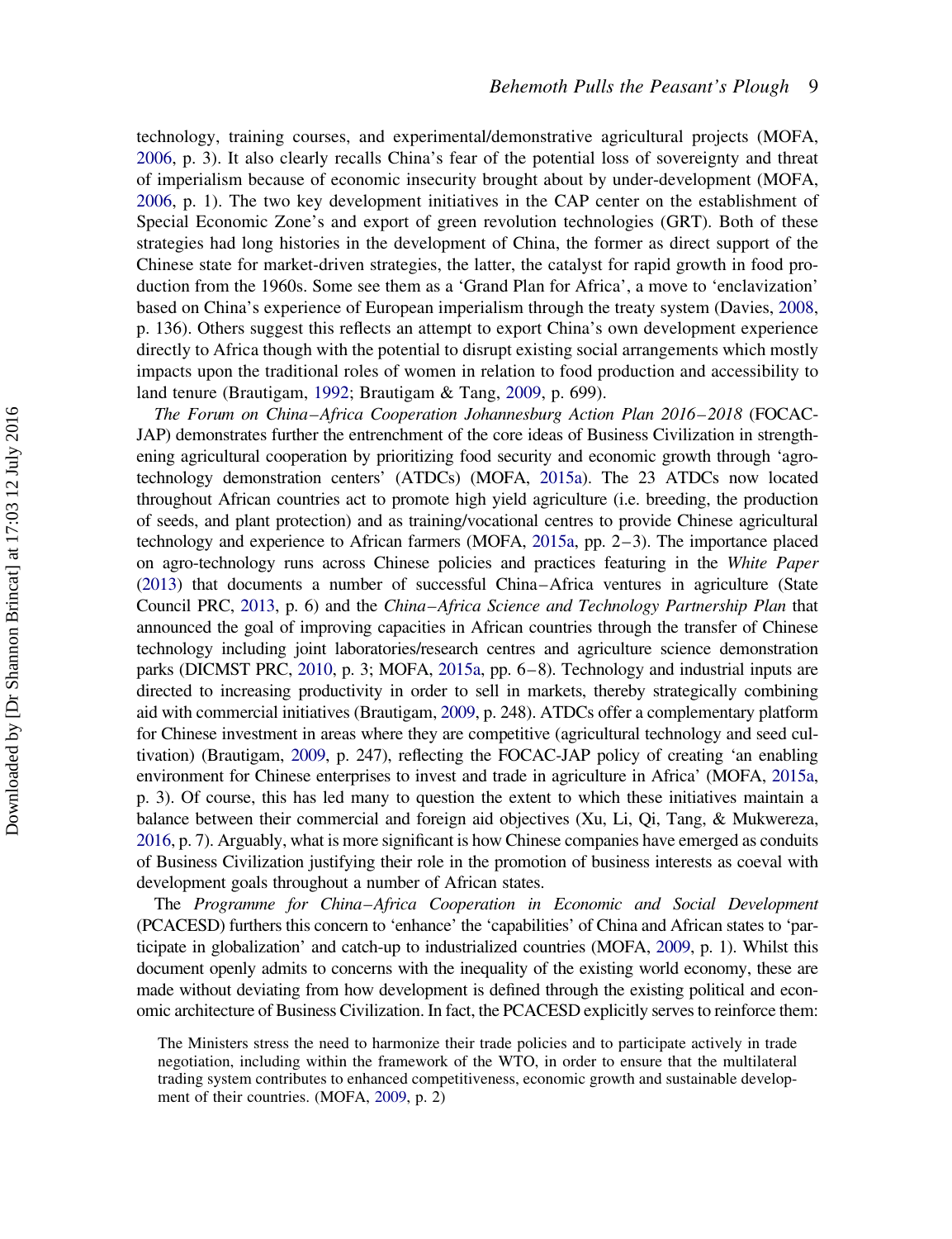technology, training courses, and experimental/demonstrative agricultural projects (MOFA, 2006, p. 3). It also clearly recalls China's fear of the potential loss of sovereignty and threat of imperialism because of economic insecurity brought about by under-development (MOFA, 2006, p. 1). The two key development initiatives in the CAP center on the establishment of Special Economic Zone's and export of green revolution technologies (GRT). Both of these strategies had long histories in the development of China, the former as direct support of the Chinese state for market-driven strategies, the latter, the catalyst for rapid growth in food production from the 1960s. Some see them as a 'Grand Plan for Africa', a move to 'enclavization' based on China's experience of European imperialism through the treaty system (Davies, 2008, p. 136). Others suggest this reflects an attempt to export China's own development experience directly to Africa though with the potential to disrupt existing social arrangements which mostly impacts upon the traditional roles of women in relation to food production and accessibility to land tenure (Brautigam, 1992; Brautigam & Tang, 2009, p. 699).

*The Forum on China–Africa Cooperation Johannesburg Action Plan 2016–2018* (FOCAC-JAP) demonstrates further the entrenchment of the core ideas of Business Civilization in strengthening agricultural cooperation by prioritizing food security and economic growth through 'agro-technology demonstration centers' (ATDCs) (MOFA, 2015a). The 23 ATDCs now located throughout African countries act to promote high yield agriculture (i.e. breeding, the production of seeds, and plant protection) and as training/vocational centres to provide Chinese agricultural technology and experience to African farmers (MOFA, 2015a, pp. 2–3). The importance placed on agro-technology runs across Chinese policies and practices featuring in the *White Paper* (2013) that documents a number of successful China–Africa ventures in agriculture (State Council PRC, 2013, p. 6) and the *China–Africa Science and Technology Partnership Plan* that announced the goal of improving capacities in African countries through the transfer of Chinese technology including joint laboratories/research centres and agriculture science demonstration parks (DICMST PRC, 2010, p. 3; MOFA, 2015a, pp. 6–8). Technology and industrial inputs are directed to increasing productivity in order to sell in markets, thereby strategically combining aid with commercial initiatives (Brautigam, 2009, p. 248). ATDCs offer a complementary platform for Chinese investment in areas where they are competitive (agricultural technology and seed cultivation) (Brautigam, 2009, p. 247), reflecting the FOCAC-JAP policy of creating 'an enabling environment for Chinese enterprises to invest and trade in agriculture in Africa' (MOFA, 2015a, p. 3). Of course, this has led many to question the extent to which these initiatives maintain a balance between their commercial and foreign aid objectives (Xu, Li, Qi, Tang, & Mukwereza, 2016, p. 7). Arguably, what is more significant is how Chinese companies have emerged as conduits of Business Civilization justifying their role in the promotion of business interests as coeval with development goals throughout a number of African states.

The *Programme for China–Africa Cooperation in Economic and Social Development* (PCACESD) furthers this concern to 'enhance' the 'capabilities' of China and African states to 'participate in globalization' and catch-up to industrialized countries (MOFA, 2009, p. 1). Whilst this document openly admits to concerns with the inequality of the existing world economy, these are made without deviating from how development is defined through the existing political and economic architecture of Business Civilization. In fact, the PCACESD explicitly serves to reinforce them:

> The Ministers stress the need to harmonize their trade policies and to participate actively in trade negotiation, including within the framework of the WTO, in order to ensure that the multilateral trading system contributes to enhanced competitiveness, economic growth and sustainable development of their countries. (MOFA, 2009, p. 2)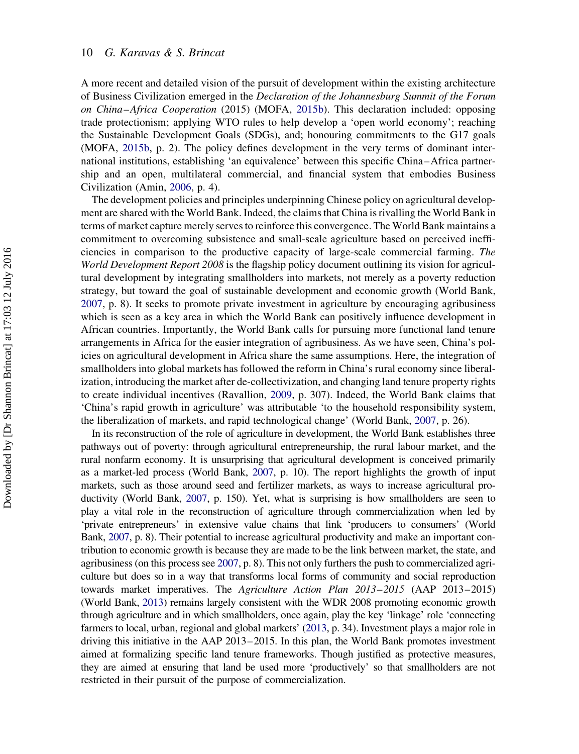A more recent and detailed vision of the pursuit of development within the existing architecture of Business Civilization emerged in the *Declaration of the Johannesburg Summit of the Forum on China–Africa Cooperation* (2015) (MOFA, 2015b). This declaration included: opposing trade protectionism; applying WTO rules to help develop a 'open world economy'; reaching the Sustainable Development Goals (SDGs), and; honouring commitments to the G17 goals (MOFA, 2015b, p. 2). The policy defines development in the very terms of dominant international institutions, establishing 'an equivalence' between this specific China–Africa partnership and an open, multilateral commercial, and financial system that embodies Business Civilization (Amin, 2006, p. 4).

The development policies and principles underpinning Chinese policy on agricultural development are shared with the World Bank. Indeed, the claims that China is rivalling the World Bank in terms of market capture merely serves to reinforce this convergence. The World Bank maintains a commitment to overcoming subsistence and small-scale agriculture based on perceived inefficiencies in comparison to the productive capacity of large-scale commercial farming. *The World Development Report 2008* is the flagship policy document outlining its vision for agricultural development by integrating smallholders into markets, not merely as a poverty reduction strategy, but toward the goal of sustainable development and economic growth (World Bank, 2007, p. 8). It seeks to promote private investment in agriculture by encouraging agribusiness which is seen as a key area in which the World Bank can positively influence development in African countries. Importantly, the World Bank calls for pursuing more functional land tenure arrangements in Africa for the easier integration of agribusiness. As we have seen, China's policies on agricultural development in Africa share the same assumptions. Here, the integration of smallholders into global markets has followed the reform in China's rural economy since liberalization, introducing the market after de-collectivization, and changing land tenure property rights to create individual incentives (Ravallion, 2009, p. 307). Indeed, the World Bank claims that 'China's rapid growth in agriculture' was attributable 'to the household responsibility system, the liberalization of markets, and rapid technological change' (World Bank, 2007, p. 26).

In its reconstruction of the role of agriculture in development, the World Bank establishes three pathways out of poverty: through agricultural entrepreneurship, the rural labour market, and the rural nonfarm economy. It is unsurprising that agricultural development is conceived primarily as a market-led process (World Bank, 2007, p. 10). The report highlights the growth of input markets, such as those around seed and fertilizer markets, as ways to increase agricultural productivity (World Bank, 2007, p. 150). Yet, what is surprising is how smallholders are seen to play a vital role in the reconstruction of agriculture through commercialization when led by 'private entrepreneurs' in extensive value chains that link 'producers to consumers' (World Bank, 2007, p. 8). Their potential to increase agricultural productivity and make an important contribution to economic growth is because they are made to be the link between market, the state, and agribusiness (on this process see 2007, p. 8). This not only furthers the push to commercialized agriculture but does so in a way that transforms local forms of community and social reproduction towards market imperatives. The *Agriculture Action Plan 2013–2015* (AAP 2013–2015) (World Bank, 2013) remains largely consistent with the WDR 2008 promoting economic growth through agriculture and in which smallholders, once again, play the key 'linkage' role 'connecting farmers to local, urban, regional and global markets' (2013, p. 34). Investment plays a major role in driving this initiative in the AAP 2013–2015. In this plan, the World Bank promotes investment aimed at formalizing specific land tenure frameworks. Though justified as protective measures, they are aimed at ensuring that land be used more 'productively' so that smallholders are not restricted in their pursuit of the purpose of commercialization.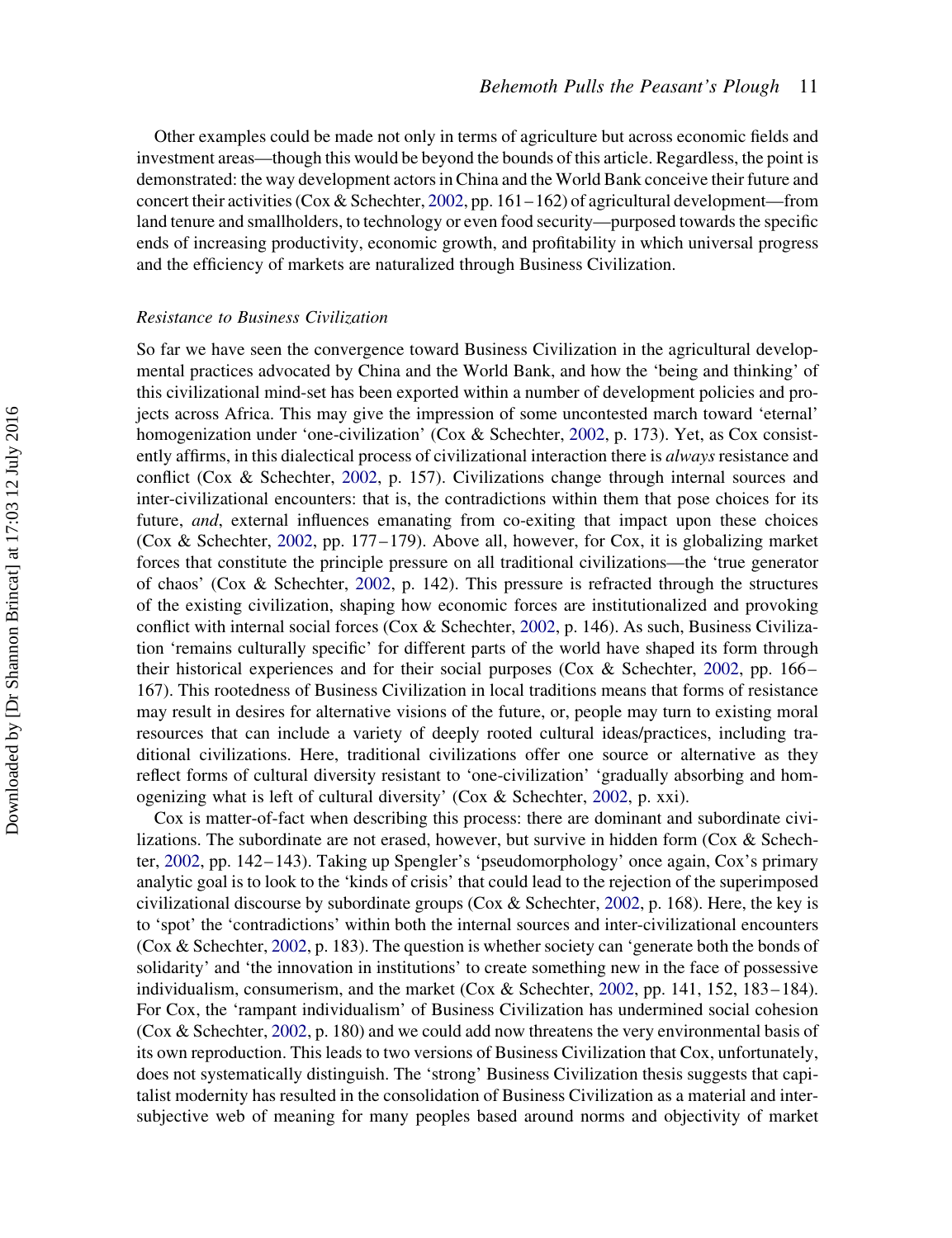Other examples could be made not only in terms of agriculture but across economic fields and investment areas—though this would be beyond the bounds of this article. Regardless, the point is demonstrated: the way development actors in China and the World Bank conceive their future and concert their activities (Cox & Schechter, 2002, pp. 161–162) of agricultural development—from land tenure and smallholders, to technology or even food security—purposed towards the specific ends of increasing productivity, economic growth, and profitability in which universal progress and the efficiency of markets are naturalized through Business Civilization.

### *Resistance to Business Civilization*

So far we have seen the convergence toward Business Civilization in the agricultural developmental practices advocated by China and the World Bank, and how the 'being and thinking' of this civilizational mind-set has been exported within a number of development policies and projects across Africa. This may give the impression of some uncontested march toward 'eternal' homogenization under 'one-civilization' (Cox & Schechter, 2002, p. 173). Yet, as Cox consistently affirms, in this dialectical process of civilizational interaction there is *always* resistance and conflict (Cox & Schechter, 2002, p. 157). Civilizations change through internal sources and inter-civilizational encounters: that is, the contradictions within them that pose choices for its future, *and*, external influences emanating from co-exiting that impact upon these choices (Cox & Schechter, 2002, pp. 177–179). Above all, however, for Cox, it is globalizing market forces that constitute the principle pressure on all traditional civilizations—the 'true generator of chaos' (Cox & Schechter, 2002, p. 142). This pressure is refracted through the structures of the existing civilization, shaping how economic forces are institutionalized and provoking conflict with internal social forces (Cox & Schechter, 2002, p. 146). As such, Business Civilization 'remains culturally specific' for different parts of the world have shaped its form through their historical experiences and for their social purposes (Cox & Schechter, 2002, pp. 166–167). This rootedness of Business Civilization in local traditions means that forms of resistance may result in desires for alternative visions of the future, or, people may turn to existing moral resources that can include a variety of deeply rooted cultural ideas/practices, including traditional civilizations. Here, traditional civilizations offer one source or alternative as they reflect forms of cultural diversity resistant to 'one-civilization' 'gradually absorbing and homogenizing what is left of cultural diversity' (Cox & Schechter, 2002, p. xxi).

Cox is matter-of-fact when describing this process: there are dominant and subordinate civilizations. The subordinate are not erased, however, but survive in hidden form (Cox & Schechter, 2002, pp. 142–143). Taking up Spengler's 'pseudomorphology' once again, Cox's primary analytic goal is to look to the 'kinds of crisis' that could lead to the rejection of the superimposed civilizational discourse by subordinate groups (Cox & Schechter, 2002, p. 168). Here, the key is to 'spot' the 'contradictions' within both the internal sources and inter-civilizational encounters (Cox & Schechter, 2002, p. 183). The question is whether society can 'generate both the bonds of solidarity' and 'the innovation in institutions' to create something new in the face of possessive individualism, consumerism, and the market (Cox & Schechter, 2002, pp. 141, 152, 183–184). For Cox, the 'rampant individualism' of Business Civilization has undermined social cohesion (Cox & Schechter, 2002, p. 180) and we could add now threatens the very environmental basis of its own reproduction. This leads to two versions of Business Civilization that Cox, unfortunately, does not systematically distinguish. The 'strong' Business Civilization thesis suggests that capitalist modernity has resulted in the consolidation of Business Civilization as a material and intersubjective web of meaning for many peoples based around norms and objectivity of market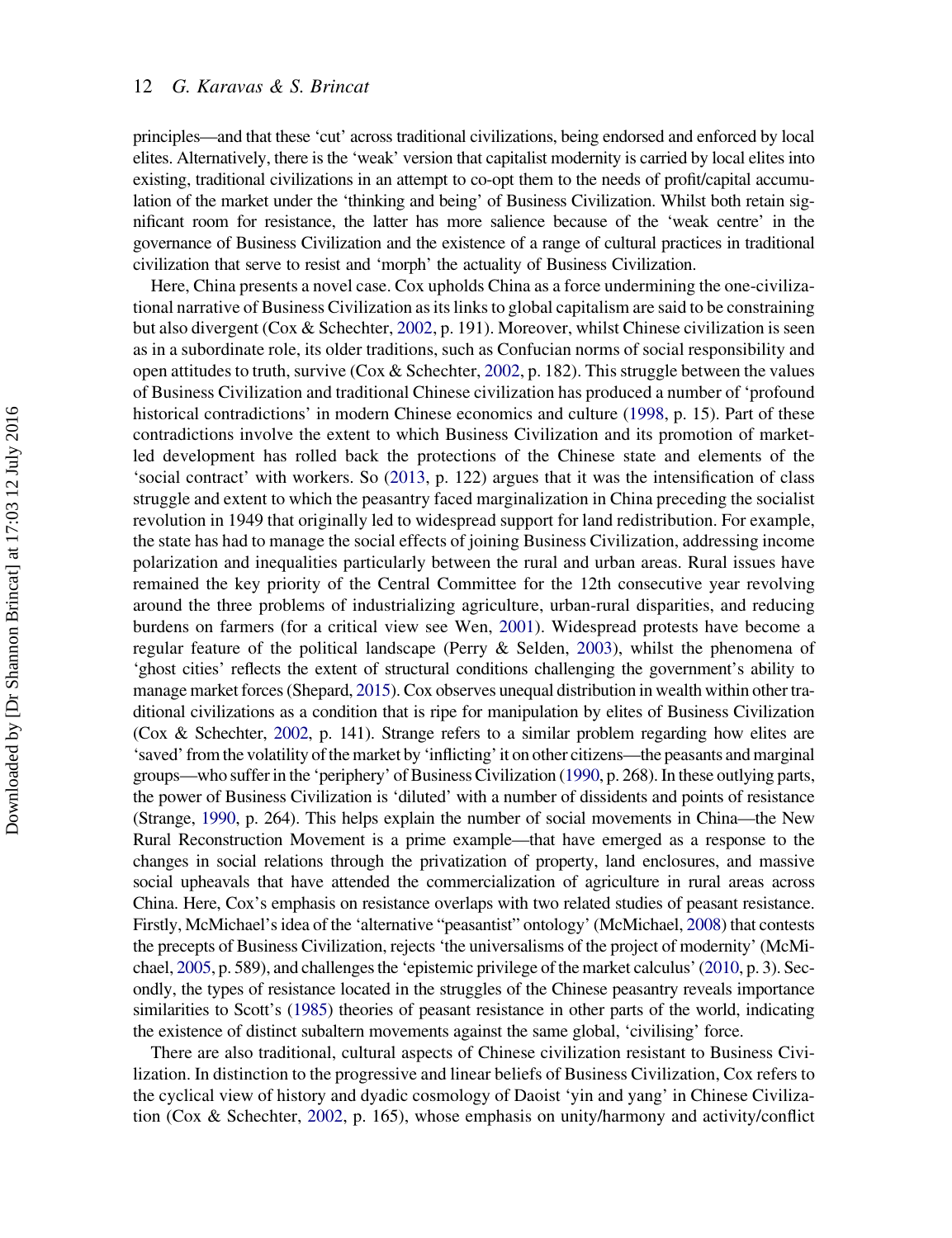principles—and that these 'cut' across traditional civilizations, being endorsed and enforced by local elites. Alternatively, there is the 'weak' version that capitalist modernity is carried by local elites into existing, traditional civilizations in an attempt to co-opt them to the needs of profit/capital accumulation of the market under the 'thinking and being' of Business Civilization. Whilst both retain significant room for resistance, the latter has more salience because of the 'weak centre' in the governance of Business Civilization and the existence of a range of cultural practices in traditional civilization that serve to resist and 'morph' the actuality of Business Civilization.

Here, China presents a novel case. Cox upholds China as a force undermining the one-civilizational narrative of Business Civilization as its links to global capitalism are said to be constraining but also divergent (Cox & Schechter, 2002, p. 191). Moreover, whilst Chinese civilization is seen as in a subordinate role, its older traditions, such as Confucian norms of social responsibility and open attitudes to truth, survive (Cox & Schechter, 2002, p. 182). This struggle between the values of Business Civilization and traditional Chinese civilization has produced a number of 'profound historical contradictions' in modern Chinese economics and culture (1998, p. 15). Part of these contradictions involve the extent to which Business Civilization and its promotion of market-led development has rolled back the protections of the Chinese state and elements of the 'social contract' with workers. So (2013, p. 122) argues that it was the intensification of class struggle and extent to which the peasantry faced marginalization in China preceding the socialist revolution in 1949 that originally led to widespread support for land redistribution. For example, the state has had to manage the social effects of joining Business Civilization, addressing income polarization and inequalities particularly between the rural and urban areas. Rural issues have remained the key priority of the Central Committee for the 12th consecutive year revolving around the three problems of industrializing agriculture, urban-rural disparities, and reducing burdens on farmers (for a critical view see Wen, 2001). Widespread protests have become a regular feature of the political landscape (Perry & Selden, 2003), whilst the phenomena of 'ghost cities' reflects the extent of structural conditions challenging the government's ability to manage market forces (Shepard, 2015). Cox observes unequal distribution in wealth within other traditional civilizations as a condition that is ripe for manipulation by elites of Business Civilization (Cox & Schechter, 2002, p. 141). Strange refers to a similar problem regarding how elites are 'saved' from the volatility of the market by 'inflicting' it on other citizens—the peasants and marginal groups—who suffer in the 'periphery' of Business Civilization (1990, p. 268). In these outlying parts, the power of Business Civilization is 'diluted' with a number of dissidents and points of resistance (Strange, 1990, p. 264). This helps explain the number of social movements in China—the New Rural Reconstruction Movement is a prime example—that have emerged as a response to the changes in social relations through the privatization of property, land enclosures, and massive social upheavals that have attended the commercialization of agriculture in rural areas across China. Here, Cox's emphasis on resistance overlaps with two related studies of peasant resistance. Firstly, McMichael's idea of the 'alternative "peasantist" ontology' (McMichael, 2008) that contests the precepts of Business Civilization, rejects 'the universalisms of the project of modernity' (McMichael, 2005, p. 589), and challenges the 'epistemic privilege of the market calculus' (2010, p. 3). Secondly, the types of resistance located in the struggles of the Chinese peasantry reveals importance similarities to Scott's (1985) theories of peasant resistance in other parts of the world, indicating the existence of distinct subaltern movements against the same global, 'civilising' force.

There are also traditional, cultural aspects of Chinese civilization resistant to Business Civilization. In distinction to the progressive and linear beliefs of Business Civilization, Cox refers to the cyclical view of history and dyadic cosmology of Daoist 'yin and yang' in Chinese Civilization (Cox & Schechter, 2002, p. 165), whose emphasis on unity/harmony and activity/conflict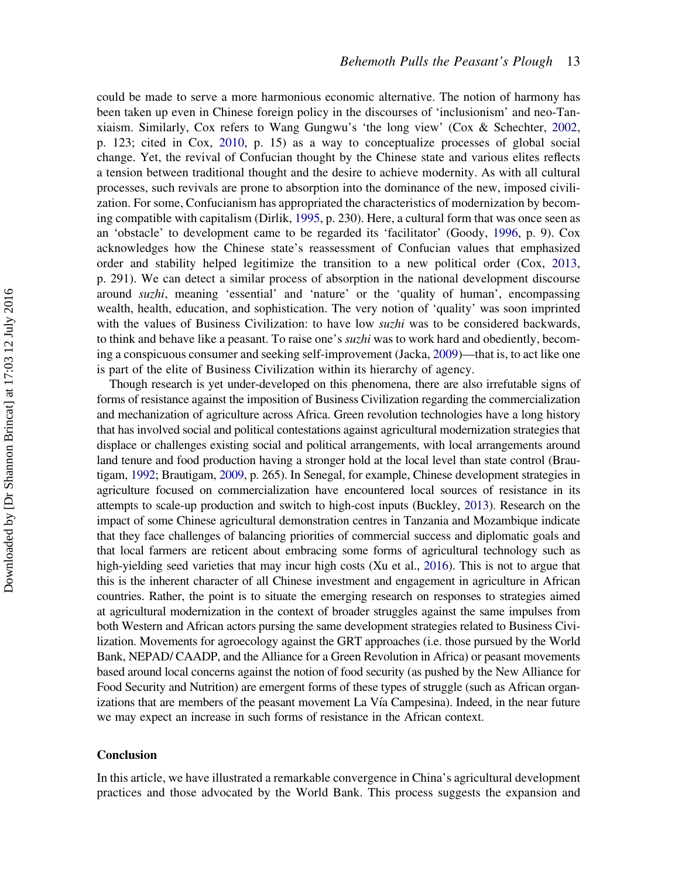could be made to serve a more harmonious economic alternative. The notion of harmony has been taken up even in Chinese foreign policy in the discourses of 'inclusionism' and neo-Tanxiaism. Similarly, Cox refers to Wang Gungwu's 'the long view' (Cox & Schechter, 2002, p. 123; cited in Cox, 2010, p. 15) as a way to conceptualize processes of global social change. Yet, the revival of Confucian thought by the Chinese state and various elites reflects a tension between traditional thought and the desire to achieve modernity. As with all cultural processes, such revivals are prone to absorption into the dominance of the new, imposed civilization. For some, Confucianism has appropriated the characteristics of modernization by becoming compatible with capitalism (Dirlik, 1995, p. 230). Here, a cultural form that was once seen as an 'obstacle' to development came to be regarded its 'facilitator' (Goody, 1996, p. 9). Cox acknowledges how the Chinese state's reassessment of Confucian values that emphasized order and stability helped legitimize the transition to a new political order (Cox, 2013, p. 291). We can detect a similar process of absorption in the national development discourse around *suzhi*, meaning 'essential' and 'nature' or the 'quality of human', encompassing wealth, health, education, and sophistication. The very notion of 'quality' was soon imprinted with the values of Business Civilization: to have low *suzhi* was to be considered backwards, to think and behave like a peasant. To raise one's *suzhi* was to work hard and obediently, becoming a conspicuous consumer and seeking self-improvement (Jacka, 2009)—that is, to act like one is part of the elite of Business Civilization within its hierarchy of agency.

Though research is yet under-developed on this phenomena, there are also irrefutable signs of forms of resistance against the imposition of Business Civilization regarding the commercialization and mechanization of agriculture across Africa. Green revolution technologies have a long history that has involved social and political contestations against agricultural modernization strategies that displace or challenges existing social and political arrangements, with local arrangements around land tenure and food production having a stronger hold at the local level than state control (Brautigam, 1992; Brautigam, 2009, p. 265). In Senegal, for example, Chinese development strategies in agriculture focused on commercialization have encountered local sources of resistance in its attempts to scale-up production and switch to high-cost inputs (Buckley, 2013). Research on the impact of some Chinese agricultural demonstration centres in Tanzania and Mozambique indicate that they face challenges of balancing priorities of commercial success and diplomatic goals and that local farmers are reticent about embracing some forms of agricultural technology such as high-yielding seed varieties that may incur high costs (Xu et al., 2016). This is not to argue that this is the inherent character of all Chinese investment and engagement in agriculture in African countries. Rather, the point is to situate the emerging research on responses to strategies aimed at agricultural modernization in the context of broader struggles against the same impulses from both Western and African actors pursing the same development strategies related to Business Civilization. Movements for agroecology against the GRT approaches (i.e. those pursued by the World Bank, NEPAD/ CAADP, and the Alliance for a Green Revolution in Africa) or peasant movements based around local concerns against the notion of food security (as pushed by the New Alliance for Food Security and Nutrition) are emergent forms of these types of struggle (such as African organizations that are members of the peasant movement La Vía Campesina). Indeed, in the near future we may expect an increase in such forms of resistance in the African context.

## Conclusion

In this article, we have illustrated a remarkable convergence in China's agricultural development practices and those advocated by the World Bank. This process suggests the expansion and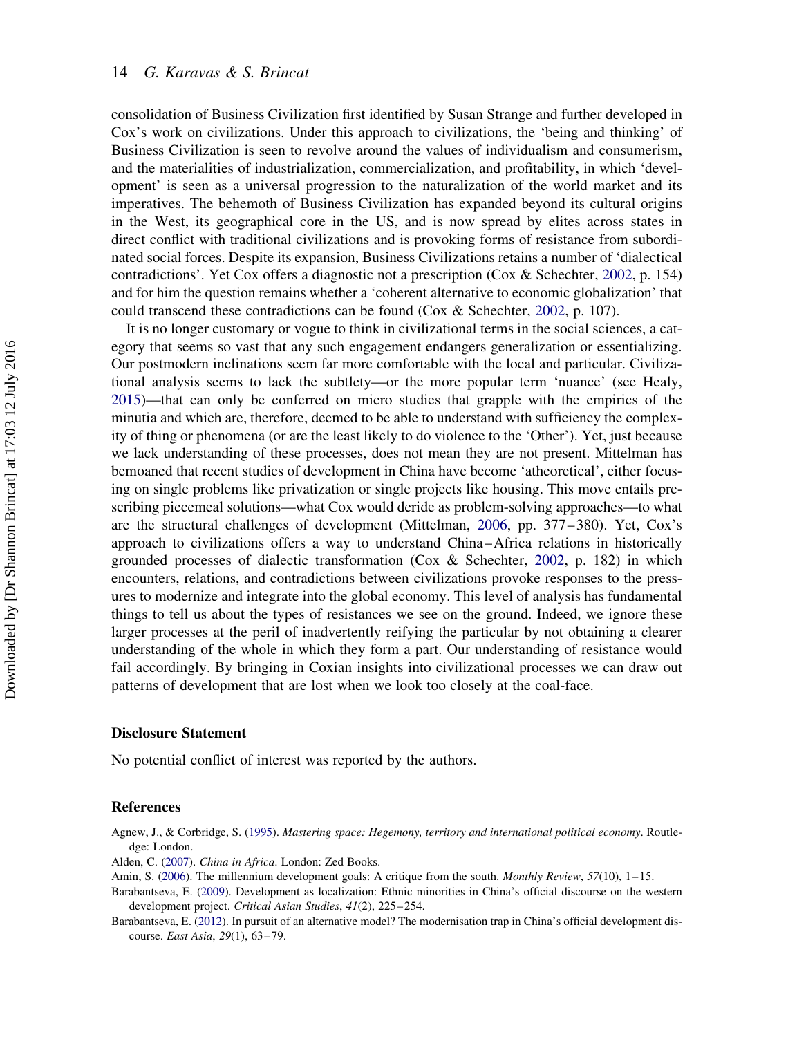consolidation of Business Civilization first identified by Susan Strange and further developed in Cox's work on civilizations. Under this approach to civilizations, the 'being and thinking' of Business Civilization is seen to revolve around the values of individualism and consumerism, and the materialities of industrialization, commercialization, and profitability, in which 'development' is seen as a universal progression to the naturalization of the world market and its imperatives. The behemoth of Business Civilization has expanded beyond its cultural origins in the West, its geographical core in the US, and is now spread by elites across states in direct conflict with traditional civilizations and is provoking forms of resistance from subordinated social forces. Despite its expansion, Business Civilizations retains a number of 'dialectical contradictions'. Yet Cox offers a diagnostic not a prescription (Cox & Schechter, 2002, p. 154) and for him the question remains whether a 'coherent alternative to economic globalization' that could transcend these contradictions can be found (Cox & Schechter, 2002, p. 107).

It is no longer customary or vogue to think in civilizational terms in the social sciences, a category that seems so vast that any such engagement endangers generalization or essentializing. Our postmodern inclinations seem far more comfortable with the local and particular. Civilizational analysis seems to lack the subtlety—or the more popular term 'nuance' (see Healy, 2015)—that can only be conferred on micro studies that grapple with the empirics of the minutia and which are, therefore, deemed to be able to understand with sufficiency the complexity of thing or phenomena (or are the least likely to do violence to the 'Other'). Yet, just because we lack understanding of these processes, does not mean they are not present. Mittelman has bemoaned that recent studies of development in China have become 'atheoretical', either focusing on single problems like privatization or single projects like housing. This move entails prescribing piecemeal solutions—what Cox would deride as problem-solving approaches—to what are the structural challenges of development (Mittelman, 2006, pp. 377–380). Yet, Cox's approach to civilizations offers a way to understand China–Africa relations in historically grounded processes of dialectic transformation (Cox & Schechter, 2002, p. 182) in which encounters, relations, and contradictions between civilizations provoke responses to the pressures to modernize and integrate into the global economy. This level of analysis has fundamental things to tell us about the types of resistances we see on the ground. Indeed, we ignore these larger processes at the peril of inadvertently reifying the particular by not obtaining a clearer understanding of the whole in which they form a part. Our understanding of resistance would fail accordingly. By bringing in Coxian insights into civilizational processes we can draw out patterns of development that are lost when we look too closely at the coal-face.

## Disclosure Statement

No potential conflict of interest was reported by the authors.

## References

Agnew, J., & Corbridge, S. (1995). *Mastering space: Hegemony, territory and international political economy*. Routledge: London.

Alden, C. (2007). *China in Africa*. London: Zed Books.

Amin, S. (2006). The millennium development goals: A critique from the south. *Monthly Review*, *57*(10), 1–15.

Barabantseva, E. (2009). Development as localization: Ethnic minorities in China's official discourse on the western development project. *Critical Asian Studies*, *41*(2), 225–254.

Barabantseva, E. (2012). In pursuit of an alternative model? The modernisation trap in China's official development discourse. *East Asia*, *29*(1), 63–79.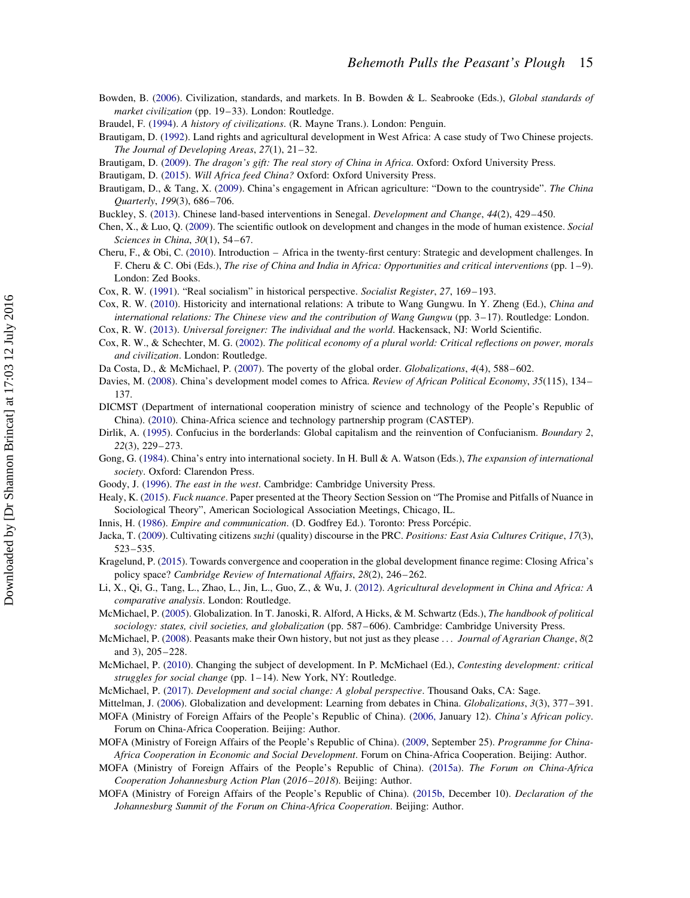Bowden, B. (2006). Civilization, standards, and markets. In B. Bowden & L. Seabrooke (Eds.), *Global standards of market civilization* (pp. 19–33). London: Routledge.

Braudel, F. (1994). *A history of civilizations*. (R. Mayne Trans.). London: Penguin.

Brautigam, D. (1992). Land rights and agricultural development in West Africa: A case study of Two Chinese projects. *The Journal of Developing Areas*, *27*(1), 21–32.

Brautigam, D. (2009). *The dragon's gift: The real story of China in Africa*. Oxford: Oxford University Press.

Brautigam, D. (2015). *Will Africa feed China?* Oxford: Oxford University Press.

Brautigam, D., & Tang, X. (2009). China's engagement in African agriculture: "Down to the countryside". *The China Quarterly*, *199*(3), 686–706.

Buckley, S. (2013). Chinese land-based interventions in Senegal. *Development and Change*, *44*(2), 429–450.

Chen, X., & Luo, Q. (2009). The scientific outlook on development and changes in the mode of human existence. *Social Sciences in China*, *30*(1), 54–67.

Cheru, F., & Obi, C. (2010). Introduction – Africa in the twenty-first century: Strategic and development challenges. In F. Cheru & C. Obi (Eds.), *The rise of China and India in Africa: Opportunities and critical interventions* (pp. 1–9). London: Zed Books.

Cox, R. W. (1991). "Real socialism" in historical perspective. *Socialist Register*, *27*, 169–193.

Cox, R. W. (2010). Historicity and international relations: A tribute to Wang Gungwu. In Y. Zheng (Ed.), *China and international relations: The Chinese view and the contribution of Wang Gungwu* (pp. 3–17). Routledge: London.

Cox, R. W. (2013). *Universal foreigner: The individual and the world*. Hackensack, NJ: World Scientific.

Cox, R. W., & Schechter, M. G. (2002). *The political economy of a plural world: Critical reflections on power, morals and civilization*. London: Routledge.

Da Costa, D., & McMichael, P. (2007). The poverty of the global order. *Globalizations*, *4*(4), 588–602.

Davies, M. (2008). China's development model comes to Africa. *Review of African Political Economy*, *35*(115), 134–137.

DICMST (Department of international cooperation ministry of science and technology of the People's Republic of China). (2010). China-Africa science and technology partnership program (CASTEP).

Dirlik, A. (1995). Confucius in the borderlands: Global capitalism and the reinvention of Confucianism. *Boundary 2*, *22*(3), 229–273.

Gong, G. (1984). China's entry into international society. In H. Bull & A. Watson (Eds.), *The expansion of international society*. Oxford: Clarendon Press.

Goody, J. (1996). *The east in the west*. Cambridge: Cambridge University Press.

Healy, K. (2015). *Fuck nuance*. Paper presented at the Theory Section Session on "The Promise and Pitfalls of Nuance in Sociological Theory", American Sociological Association Meetings, Chicago, IL.

Innis, H. (1986). *Empire and communication*. (D. Godfrey Ed.). Toronto: Press Porcépic.

Jacka, T. (2009). Cultivating citizens *suzhi* (quality) discourse in the PRC. *Positions: East Asia Cultures Critique*, *17*(3), 523–535.

Kragelund, P. (2015). Towards convergence and cooperation in the global development finance regime: Closing Africa's policy space? *Cambridge Review of International Affairs*, *28*(2), 246–262.

Li, X., Qi, G., Tang, L., Zhao, L., Jin, L., Guo, Z., & Wu, J. (2012). *Agricultural development in China and Africa: A comparative analysis*. London: Routledge.

McMichael, P. (2005). Globalization. In T. Janoski, R. Alford, A Hicks, & M. Schwartz (Eds.), *The handbook of political sociology: states, civil societies, and globalization* (pp. 587–606). Cambridge: Cambridge University Press.

McMichael, P. (2008). Peasants make their Own history, but not just as they please … *Journal of Agrarian Change*, *8*(2 and 3), 205–228.

McMichael, P. (2010). Changing the subject of development. In P. McMichael (Ed.), *Contesting development: critical struggles for social change* (pp. 1–14). New York, NY: Routledge.

McMichael, P. (2017). *Development and social change: A global perspective*. Thousand Oaks, CA: Sage.

Mittelman, J. (2006). Globalization and development: Learning from debates in China. *Globalizations*, *3*(3), 377–391.

MOFA (Ministry of Foreign Affairs of the People's Republic of China). (2006, January 12). *China's African policy*. Forum on China-Africa Cooperation. Beijing: Author.

MOFA (Ministry of Foreign Affairs of the People's Republic of China). (2009, September 25). *Programme for China-Africa Cooperation in Economic and Social Development*. Forum on China-Africa Cooperation. Beijing: Author.

MOFA (Ministry of Foreign Affairs of the People's Republic of China). (2015a). *The Forum on China-Africa Cooperation Johannesburg Action Plan (2016–2018)*. Beijing: Author.

MOFA (Ministry of Foreign Affairs of the People's Republic of China). (2015b, December 10). *Declaration of the Johannesburg Summit of the Forum on China-Africa Cooperation*. Beijing: Author.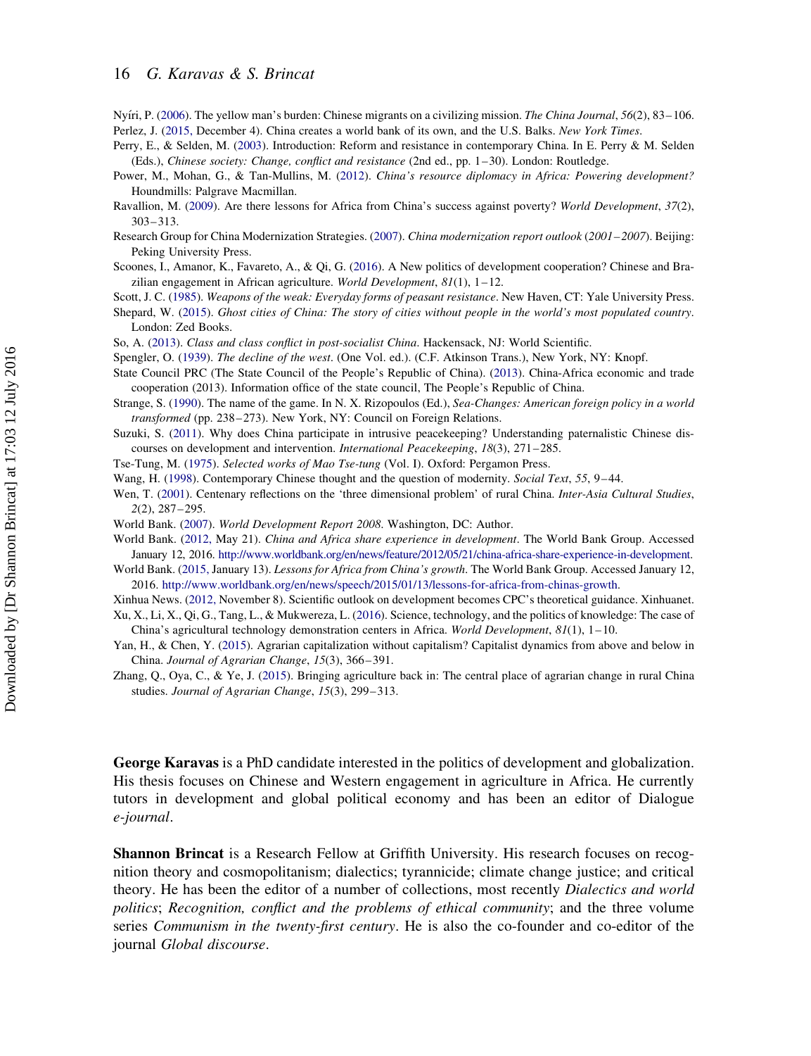Nyíri, P. (2006). The yellow man's burden: Chinese migrants on a civilizing mission. *The China Journal*, *56*(2), 83–106.

Perlez, J. (2015, December 4). China creates a world bank of its own, and the U.S. Balks. *New York Times*.

Perry, E., & Selden, M. (2003). Introduction: Reform and resistance in contemporary China. In E. Perry & M. Selden (Eds.), *Chinese society: Change, conflict and resistance* (2nd ed., pp. 1–30). London: Routledge.

Power, M., Mohan, G., & Tan-Mullins, M. (2012). *China's resource diplomacy in Africa: Powering development?* Houndmills: Palgrave Macmillan.

Ravallion, M. (2009). Are there lessons for Africa from China's success against poverty? *World Development*, *37*(2), 303–313.

Research Group for China Modernization Strategies. (2007). *China modernization report outlook* (*2001–2007*). Beijing: Peking University Press.

Scoones, I., Amanor, K., Favareto, A., & Qi, G. (2016). A New politics of development cooperation? Chinese and Brazilian engagement in African agriculture. *World Development*, *81*(1), 1–12.

Scott, J. C. (1985). *Weapons of the weak: Everyday forms of peasant resistance*. New Haven, CT: Yale University Press.

Shepard, W. (2015). *Ghost cities of China: The story of cities without people in the world's most populated country*. London: Zed Books.

So, A. (2013). *Class and class conflict in post-socialist China*. Hackensack, NJ: World Scientific.

Spengler, O. (1939). *The decline of the west*. (One Vol. ed.). (C.F. Atkinson Trans.), New York, NY: Knopf.

State Council PRC (The State Council of the People's Republic of China). (2013). China-Africa economic and trade cooperation (2013). Information office of the state council, The People's Republic of China.

Strange, S. (1990). The name of the game. In N. X. Rizopoulos (Ed.), *Sea-Changes: American foreign policy in a world transformed* (pp. 238–273). New York, NY: Council on Foreign Relations.

Suzuki, S. (2011). Why does China participate in intrusive peacekeeping? Understanding paternalistic Chinese discourses on development and intervention. *International Peacekeeping*, *18*(3), 271–285.

Tse-Tung, M. (1975). *Selected works of Mao Tse-tung* (Vol. I). Oxford: Pergamon Press.

Wang, H. (1998). Contemporary Chinese thought and the question of modernity. *Social Text*, *55*, 9–44.

Wen, T. (2001). Centenary reflections on the 'three dimensional problem' of rural China. *Inter-Asia Cultural Studies*, *2*(2), 287–295.

World Bank. (2007). *World Development Report 2008*. Washington, DC: Author.

World Bank. (2012, May 21). *China and Africa share experience in development*. The World Bank Group. Accessed January 12, 2016. http://www.worldbank.org/en/news/feature/2012/05/21/china-africa-share-experience-in-development.

World Bank. (2015, January 13). *Lessons for Africa from China's growth*. The World Bank Group. Accessed January 12, 2016. http://www.worldbank.org/en/news/speech/2015/01/13/lessons-for-africa-from-chinas-growth.

Xinhua News. (2012, November 8). Scientific outlook on development becomes CPC's theoretical guidance. Xinhuanet.

Xu, X., Li, X., Qi, G., Tang, L., & Mukwereza, L. (2016). Science, technology, and the politics of knowledge: The case of China's agricultural technology demonstration centers in Africa. *World Development*, *81*(1), 1–10.

Yan, H., & Chen, Y. (2015). Agrarian capitalization without capitalism? Capitalist dynamics from above and below in China. *Journal of Agrarian Change*, *15*(3), 366–391.

Zhang, Q., Oya, C., & Ye, J. (2015). Bringing agriculture back in: The central place of agrarian change in rural China studies. *Journal of Agrarian Change*, *15*(3), 299–313.

**George Karavas** is a PhD candidate interested in the politics of development and globalization. His thesis focuses on Chinese and Western engagement in agriculture in Africa. He currently tutors in development and global political economy and has been an editor of Dialogue *e-journal*.

**Shannon Brincat** is a Research Fellow at Griffith University. His research focuses on recognition theory and cosmopolitanism; dialectics; tyrannicide; climate change justice; and critical theory. He has been the editor of a number of collections, most recently *Dialectics and world politics*; *Recognition, conflict and the problems of ethical community*; and the three volume series *Communism in the twenty-first century*. He is also the co-founder and co-editor of the journal *Global discourse*.